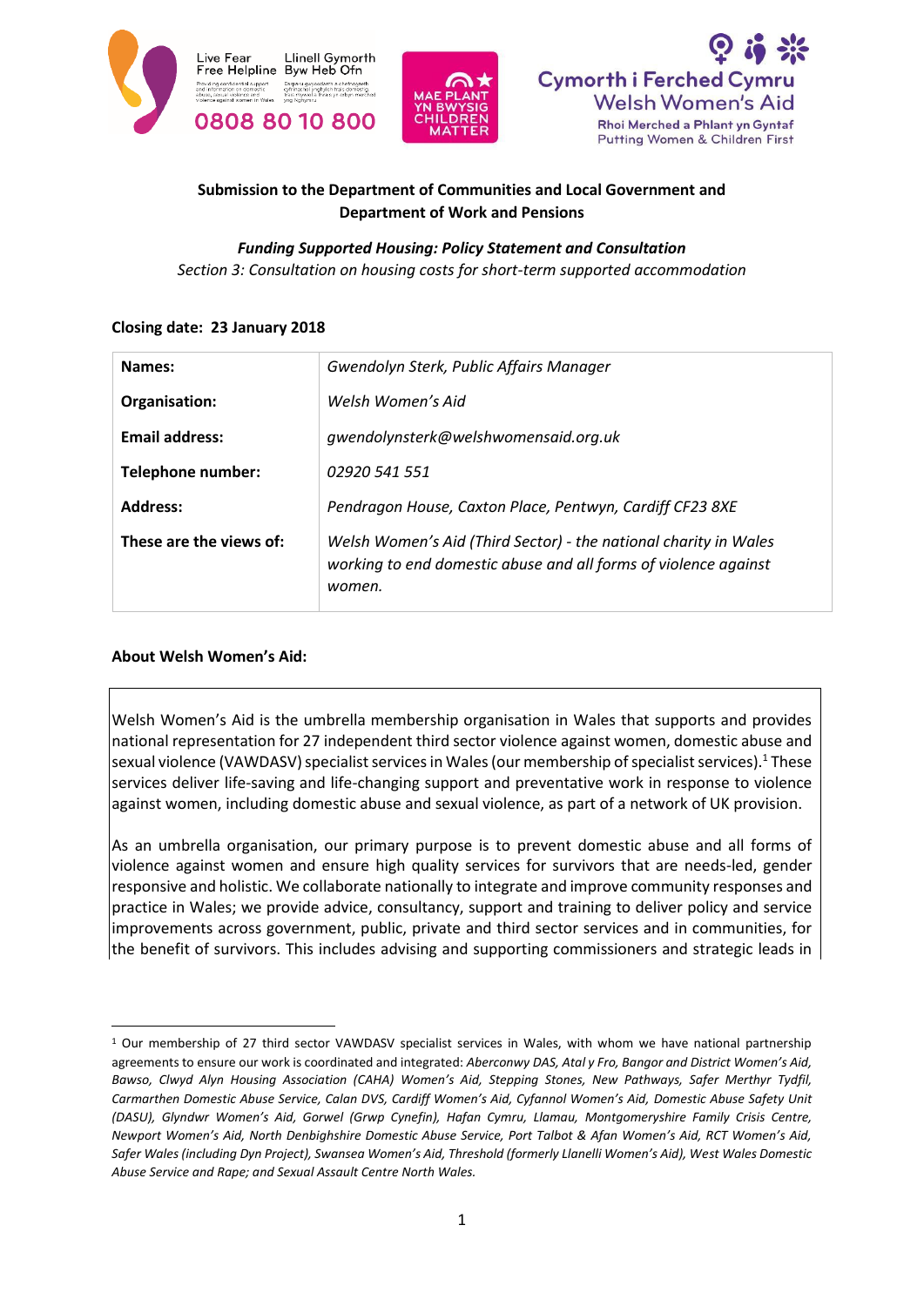Live Fear Free Helpline Llinell Gymorth Byw Heb Ofn 0808 80 10 800

MAE PLANT YN BWYSIG CHILDREN MATTER

Cymorth i Ferched Cymru Welsh Women's Aid
Rhoi Merched a Phlant yn Gyntaf Putting Women & Children First

**Submission to the Department of Communities and Local Government and Department of Work and Pensions**

***Funding Supported Housing: Policy Statement and Consultation***

*Section 3: Consultation on housing costs for short-term supported accommodation*

**Closing date: 23 January 2018**

| | |
|---|---|
| **Names:** | *Gwendolyn Sterk, Public Affairs Manager* |
| **Organisation:** | *Welsh Women's Aid* |
| **Email address:** | *gwendolynsterk@welshwomensaid.org.uk* |
| **Telephone number:** | *02920 541 551* |
| **Address:** | *Pendragon House, Caxton Place, Pentwyn, Cardiff CF23 8XE* |
| **These are the views of:** | *Welsh Women's Aid (Third Sector) - the national charity in Wales working to end domestic abuse and all forms of violence against women.* |

**About Welsh Women's Aid:**

Welsh Women's Aid is the umbrella membership organisation in Wales that supports and provides national representation for 27 independent third sector violence against women, domestic abuse and sexual violence (VAWDASV) specialist services in Wales (our membership of specialist services).[1] These services deliver life-saving and life-changing support and preventative work in response to violence against women, including domestic abuse and sexual violence, as part of a network of UK provision.

As an umbrella organisation, our primary purpose is to prevent domestic abuse and all forms of violence against women and ensure high quality services for survivors that are needs-led, gender responsive and holistic. We collaborate nationally to integrate and improve community responses and practice in Wales; we provide advice, consultancy, support and training to deliver policy and service improvements across government, public, private and third sector services and in communities, for the benefit of survivors. This includes advising and supporting commissioners and strategic leads in

[1] Our membership of 27 third sector VAWDASV specialist services in Wales, with whom we have national partnership agreements to ensure our work is coordinated and integrated: *Aberconwy DAS, Atal y Fro, Bangor and District Women's Aid, Bawso, Clwyd Alyn Housing Association (CAHA) Women's Aid, Stepping Stones, New Pathways, Safer Merthyr Tydfil, Carmarthen Domestic Abuse Service, Calan DVS, Cardiff Women's Aid, Cyfannol Women's Aid, Domestic Abuse Safety Unit (DASU), Glyndwr Women's Aid, Gorwel (Grwp Cynefin), Hafan Cymru, Llamau, Montgomeryshire Family Crisis Centre, Newport Women's Aid, North Denbighshire Domestic Abuse Service, Port Talbot & Afan Women's Aid, RCT Women's Aid, Safer Wales (including Dyn Project), Swansea Women's Aid, Threshold (formerly Llanelli Women's Aid), West Wales Domestic Abuse Service and Rape; and Sexual Assault Centre North Wales.*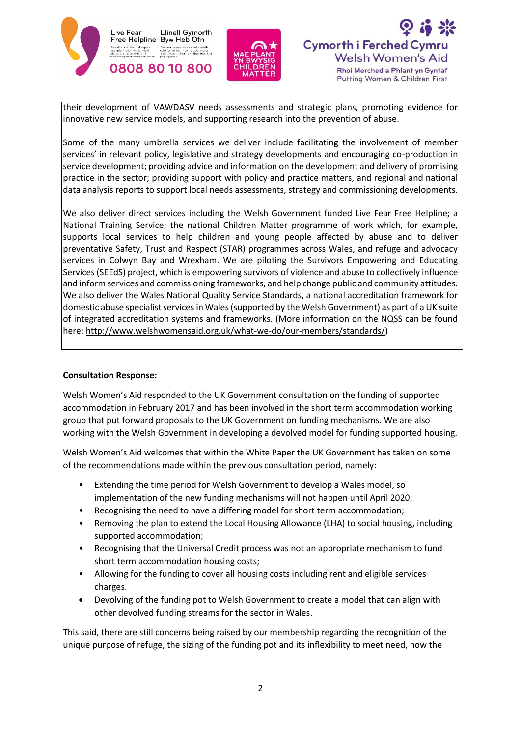their development of VAWDASV needs assessments and strategic plans, promoting evidence for innovative new service models, and supporting research into the prevention of abuse.

Some of the many umbrella services we deliver include facilitating the involvement of member services' in relevant policy, legislative and strategy developments and encouraging co-production in service development; providing advice and information on the development and delivery of promising practice in the sector; providing support with policy and practice matters, and regional and national data analysis reports to support local needs assessments, strategy and commissioning developments.

We also deliver direct services including the Welsh Government funded Live Fear Free Helpline; a National Training Service; the national Children Matter programme of work which, for example, supports local services to help children and young people affected by abuse and to deliver preventative Safety, Trust and Respect (STAR) programmes across Wales, and refuge and advocacy services in Colwyn Bay and Wrexham. We are piloting the Survivors Empowering and Educating Services (SEEdS) project, which is empowering survivors of violence and abuse to collectively influence and inform services and commissioning frameworks, and help change public and community attitudes. We also deliver the Wales National Quality Service Standards, a national accreditation framework for domestic abuse specialist services in Wales (supported by the Welsh Government) as part of a UK suite of integrated accreditation systems and frameworks. (More information on the NQSS can be found here: http://www.welshwomensaid.org.uk/what-we-do/our-members/standards/)

**Consultation Response:**

Welsh Women's Aid responded to the UK Government consultation on the funding of supported accommodation in February 2017 and has been involved in the short term accommodation working group that put forward proposals to the UK Government on funding mechanisms. We are also working with the Welsh Government in developing a devolved model for funding supported housing.

Welsh Women's Aid welcomes that within the White Paper the UK Government has taken on some of the recommendations made within the previous consultation period, namely:

- Extending the time period for Welsh Government to develop a Wales model, so implementation of the new funding mechanisms will not happen until April 2020;
- Recognising the need to have a differing model for short term accommodation;
- Removing the plan to extend the Local Housing Allowance (LHA) to social housing, including supported accommodation;
- Recognising that the Universal Credit process was not an appropriate mechanism to fund short term accommodation housing costs;
- Allowing for the funding to cover all housing costs including rent and eligible services charges.
- Devolving of the funding pot to Welsh Government to create a model that can align with other devolved funding streams for the sector in Wales.

This said, there are still concerns being raised by our membership regarding the recognition of the unique purpose of refuge, the sizing of the funding pot and its inflexibility to meet need, how the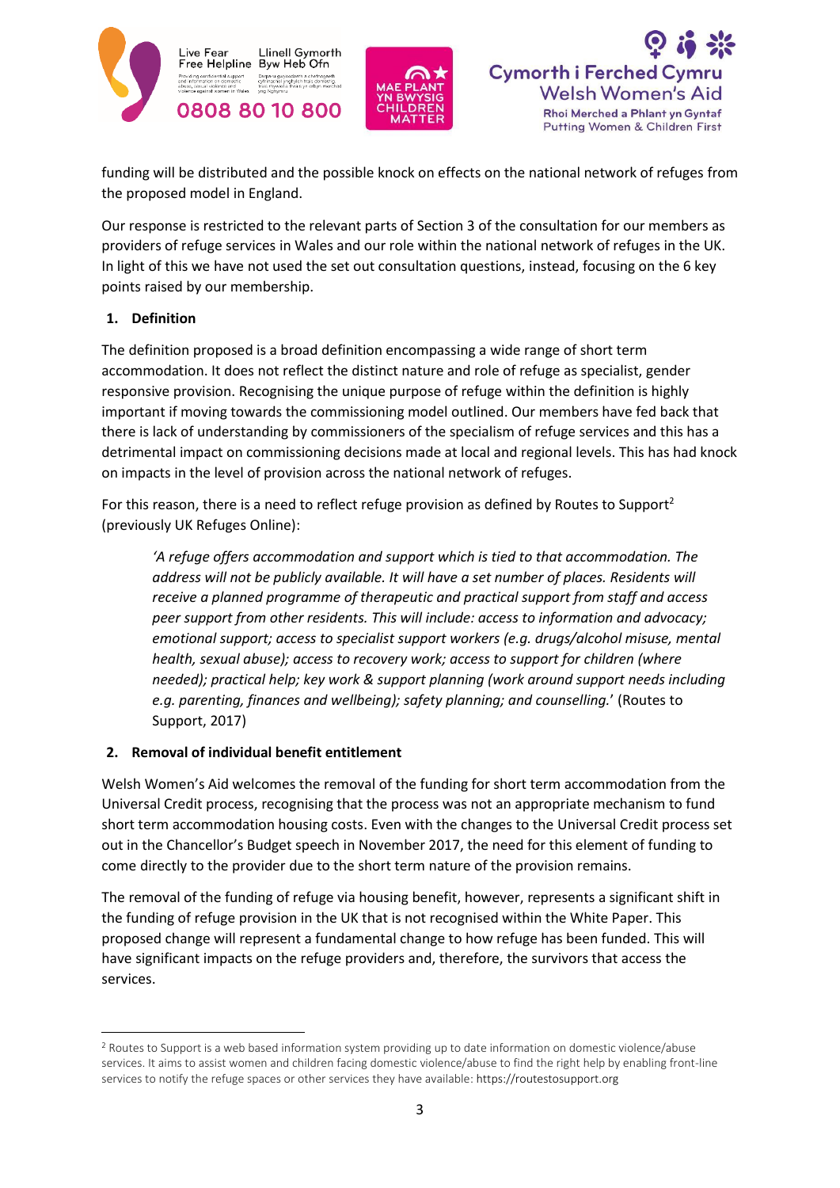funding will be distributed and the possible knock on effects on the national network of refuges from the proposed model in England.

Our response is restricted to the relevant parts of Section 3 of the consultation for our members as providers of refuge services in Wales and our role within the national network of refuges in the UK. In light of this we have not used the set out consultation questions, instead, focusing on the 6 key points raised by our membership.

**1. Definition**

The definition proposed is a broad definition encompassing a wide range of short term accommodation. It does not reflect the distinct nature and role of refuge as specialist, gender responsive provision. Recognising the unique purpose of refuge within the definition is highly important if moving towards the commissioning model outlined. Our members have fed back that there is lack of understanding by commissioners of the specialism of refuge services and this has a detrimental impact on commissioning decisions made at local and regional levels. This has had knock on impacts in the level of provision across the national network of refuges.

For this reason, there is a need to reflect refuge provision as defined by Routes to Support[2] (previously UK Refuges Online):

> *'A refuge offers accommodation and support which is tied to that accommodation. The address will not be publicly available. It will have a set number of places. Residents will receive a planned programme of therapeutic and practical support from staff and access peer support from other residents. This will include: access to information and advocacy; emotional support; access to specialist support workers (e.g. drugs/alcohol misuse, mental health, sexual abuse); access to recovery work; access to support for children (where needed); practical help; key work & support planning (work around support needs including e.g. parenting, finances and wellbeing); safety planning; and counselling.*' (Routes to Support, 2017)

**2. Removal of individual benefit entitlement**

Welsh Women's Aid welcomes the removal of the funding for short term accommodation from the Universal Credit process, recognising that the process was not an appropriate mechanism to fund short term accommodation housing costs. Even with the changes to the Universal Credit process set out in the Chancellor's Budget speech in November 2017, the need for this element of funding to come directly to the provider due to the short term nature of the provision remains.

The removal of the funding of refuge via housing benefit, however, represents a significant shift in the funding of refuge provision in the UK that is not recognised within the White Paper. This proposed change will represent a fundamental change to how refuge has been funded. This will have significant impacts on the refuge providers and, therefore, the survivors that access the services.

---

[2] Routes to Support is a web based information system providing up to date information on domestic violence/abuse services. It aims to assist women and children facing domestic violence/abuse to find the right help by enabling front-line services to notify the refuge spaces or other services they have available: https://routestosupport.org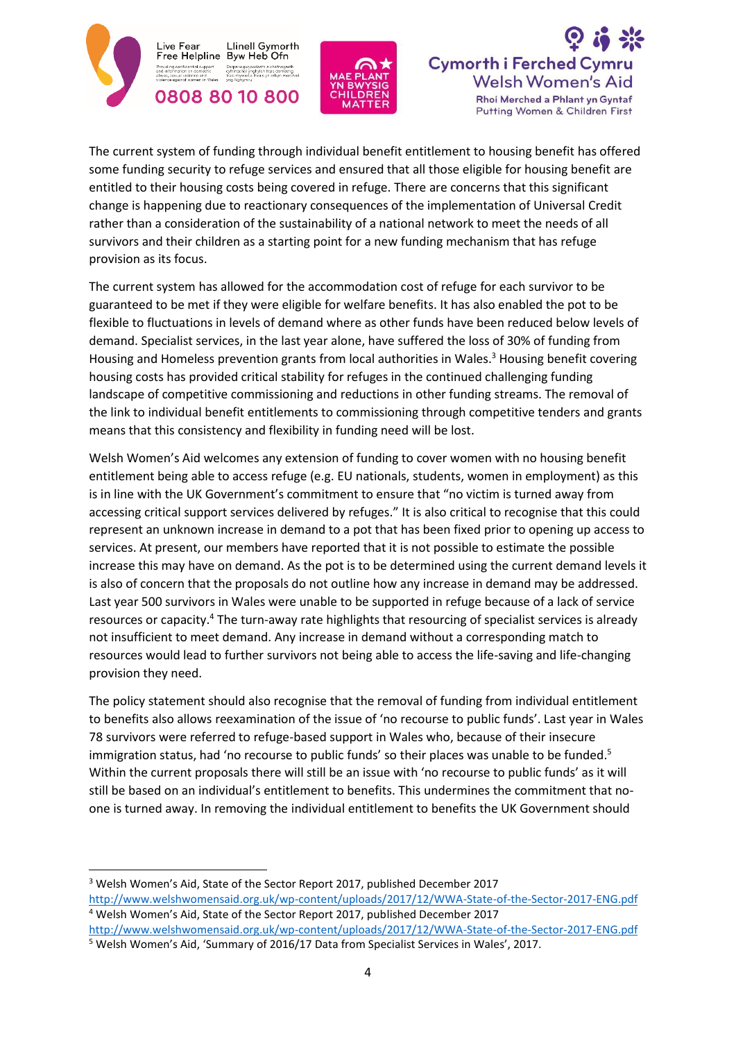The current system of funding through individual benefit entitlement to housing benefit has offered some funding security to refuge services and ensured that all those eligible for housing benefit are entitled to their housing costs being covered in refuge. There are concerns that this significant change is happening due to reactionary consequences of the implementation of Universal Credit rather than a consideration of the sustainability of a national network to meet the needs of all survivors and their children as a starting point for a new funding mechanism that has refuge provision as its focus.

The current system has allowed for the accommodation cost of refuge for each survivor to be guaranteed to be met if they were eligible for welfare benefits. It has also enabled the pot to be flexible to fluctuations in levels of demand where as other funds have been reduced below levels of demand. Specialist services, in the last year alone, have suffered the loss of 30% of funding from Housing and Homeless prevention grants from local authorities in Wales.[3] Housing benefit covering housing costs has provided critical stability for refuges in the continued challenging funding landscape of competitive commissioning and reductions in other funding streams. The removal of the link to individual benefit entitlements to commissioning through competitive tenders and grants means that this consistency and flexibility in funding need will be lost.

Welsh Women's Aid welcomes any extension of funding to cover women with no housing benefit entitlement being able to access refuge (e.g. EU nationals, students, women in employment) as this is in line with the UK Government's commitment to ensure that "no victim is turned away from accessing critical support services delivered by refuges." It is also critical to recognise that this could represent an unknown increase in demand to a pot that has been fixed prior to opening up access to services. At present, our members have reported that it is not possible to estimate the possible increase this may have on demand. As the pot is to be determined using the current demand levels it is also of concern that the proposals do not outline how any increase in demand may be addressed. Last year 500 survivors in Wales were unable to be supported in refuge because of a lack of service resources or capacity.[4] The turn-away rate highlights that resourcing of specialist services is already not insufficient to meet demand. Any increase in demand without a corresponding match to resources would lead to further survivors not being able to access the life-saving and life-changing provision they need.

The policy statement should also recognise that the removal of funding from individual entitlement to benefits also allows reexamination of the issue of 'no recourse to public funds'. Last year in Wales 78 survivors were referred to refuge-based support in Wales who, because of their insecure immigration status, had 'no recourse to public funds' so their places was unable to be funded.[5] Within the current proposals there will still be an issue with 'no recourse to public funds' as it will still be based on an individual's entitlement to benefits. This undermines the commitment that no-one is turned away. In removing the individual entitlement to benefits the UK Government should

---

[3] Welsh Women's Aid, State of the Sector Report 2017, published December 2017 http://www.welshwomensaid.org.uk/wp-content/uploads/2017/12/WWA-State-of-the-Sector-2017-ENG.pdf

[4] Welsh Women's Aid, State of the Sector Report 2017, published December 2017 http://www.welshwomensaid.org.uk/wp-content/uploads/2017/12/WWA-State-of-the-Sector-2017-ENG.pdf

[5] Welsh Women's Aid, 'Summary of 2016/17 Data from Specialist Services in Wales', 2017.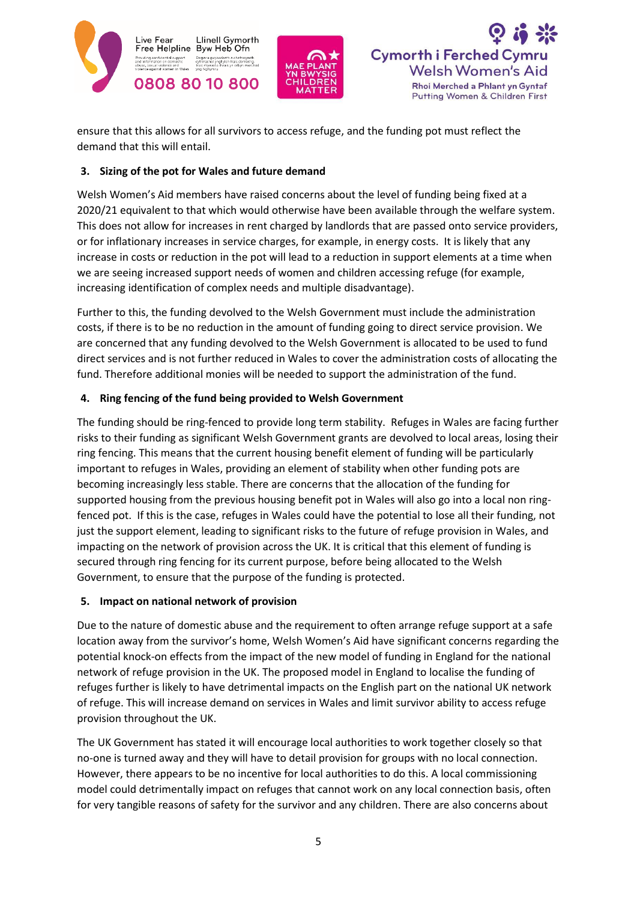ensure that this allows for all survivors to access refuge, and the funding pot must reflect the demand that this will entail.

**3. Sizing of the pot for Wales and future demand**

Welsh Women's Aid members have raised concerns about the level of funding being fixed at a 2020/21 equivalent to that which would otherwise have been available through the welfare system. This does not allow for increases in rent charged by landlords that are passed onto service providers, or for inflationary increases in service charges, for example, in energy costs. It is likely that any increase in costs or reduction in the pot will lead to a reduction in support elements at a time when we are seeing increased support needs of women and children accessing refuge (for example, increasing identification of complex needs and multiple disadvantage).

Further to this, the funding devolved to the Welsh Government must include the administration costs, if there is to be no reduction in the amount of funding going to direct service provision. We are concerned that any funding devolved to the Welsh Government is allocated to be used to fund direct services and is not further reduced in Wales to cover the administration costs of allocating the fund. Therefore additional monies will be needed to support the administration of the fund.

**4. Ring fencing of the fund being provided to Welsh Government**

The funding should be ring-fenced to provide long term stability. Refuges in Wales are facing further risks to their funding as significant Welsh Government grants are devolved to local areas, losing their ring fencing. This means that the current housing benefit element of funding will be particularly important to refuges in Wales, providing an element of stability when other funding pots are becoming increasingly less stable. There are concerns that the allocation of the funding for supported housing from the previous housing benefit pot in Wales will also go into a local non ring-fenced pot. If this is the case, refuges in Wales could have the potential to lose all their funding, not just the support element, leading to significant risks to the future of refuge provision in Wales, and impacting on the network of provision across the UK. It is critical that this element of funding is secured through ring fencing for its current purpose, before being allocated to the Welsh Government, to ensure that the purpose of the funding is protected.

**5. Impact on national network of provision**

Due to the nature of domestic abuse and the requirement to often arrange refuge support at a safe location away from the survivor's home, Welsh Women's Aid have significant concerns regarding the potential knock-on effects from the impact of the new model of funding in England for the national network of refuge provision in the UK. The proposed model in England to localise the funding of refuges further is likely to have detrimental impacts on the English part on the national UK network of refuge. This will increase demand on services in Wales and limit survivor ability to access refuge provision throughout the UK.

The UK Government has stated it will encourage local authorities to work together closely so that no-one is turned away and they will have to detail provision for groups with no local connection. However, there appears to be no incentive for local authorities to do this. A local commissioning model could detrimentally impact on refuges that cannot work on any local connection basis, often for very tangible reasons of safety for the survivor and any children. There are also concerns about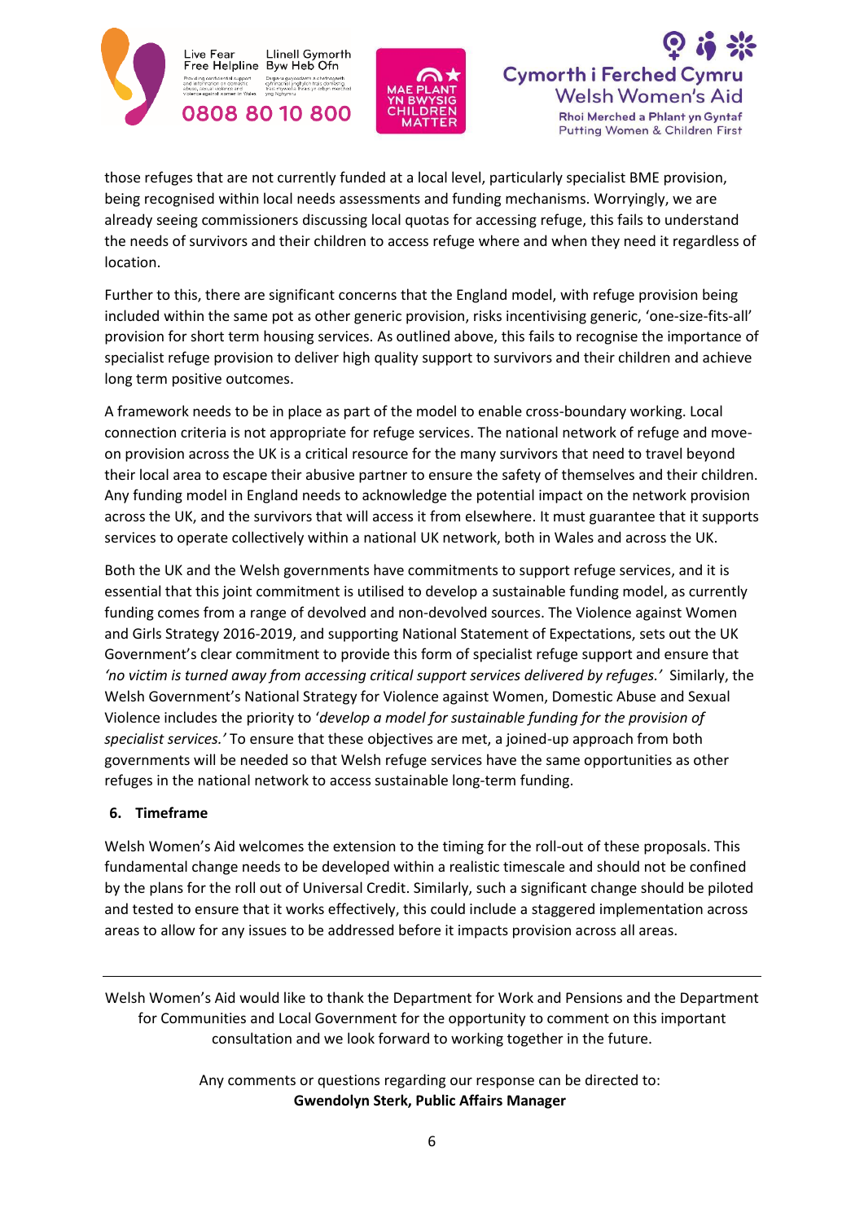those refuges that are not currently funded at a local level, particularly specialist BME provision, being recognised within local needs assessments and funding mechanisms. Worryingly, we are already seeing commissioners discussing local quotas for accessing refuge, this fails to understand the needs of survivors and their children to access refuge where and when they need it regardless of location.

Further to this, there are significant concerns that the England model, with refuge provision being included within the same pot as other generic provision, risks incentivising generic, 'one-size-fits-all' provision for short term housing services. As outlined above, this fails to recognise the importance of specialist refuge provision to deliver high quality support to survivors and their children and achieve long term positive outcomes.

A framework needs to be in place as part of the model to enable cross-boundary working. Local connection criteria is not appropriate for refuge services. The national network of refuge and move-on provision across the UK is a critical resource for the many survivors that need to travel beyond their local area to escape their abusive partner to ensure the safety of themselves and their children. Any funding model in England needs to acknowledge the potential impact on the network provision across the UK, and the survivors that will access it from elsewhere. It must guarantee that it supports services to operate collectively within a national UK network, both in Wales and across the UK.

Both the UK and the Welsh governments have commitments to support refuge services, and it is essential that this joint commitment is utilised to develop a sustainable funding model, as currently funding comes from a range of devolved and non-devolved sources. The Violence against Women and Girls Strategy 2016-2019, and supporting National Statement of Expectations, sets out the UK Government's clear commitment to provide this form of specialist refuge support and ensure that *'no victim is turned away from accessing critical support services delivered by refuges.'* Similarly, the Welsh Government's National Strategy for Violence against Women, Domestic Abuse and Sexual Violence includes the priority to *'develop a model for sustainable funding for the provision of specialist services.'* To ensure that these objectives are met, a joined-up approach from both governments will be needed so that Welsh refuge services have the same opportunities as other refuges in the national network to access sustainable long-term funding.

## 6. Timeframe

Welsh Women's Aid welcomes the extension to the timing for the roll-out of these proposals. This fundamental change needs to be developed within a realistic timescale and should not be confined by the plans for the roll out of Universal Credit. Similarly, such a significant change should be piloted and tested to ensure that it works effectively, this could include a staggered implementation across areas to allow for any issues to be addressed before it impacts provision across all areas.

---

Welsh Women's Aid would like to thank the Department for Work and Pensions and the Department for Communities and Local Government for the opportunity to comment on this important consultation and we look forward to working together in the future.

Any comments or questions regarding our response can be directed to:
**Gwendolyn Sterk, Public Affairs Manager**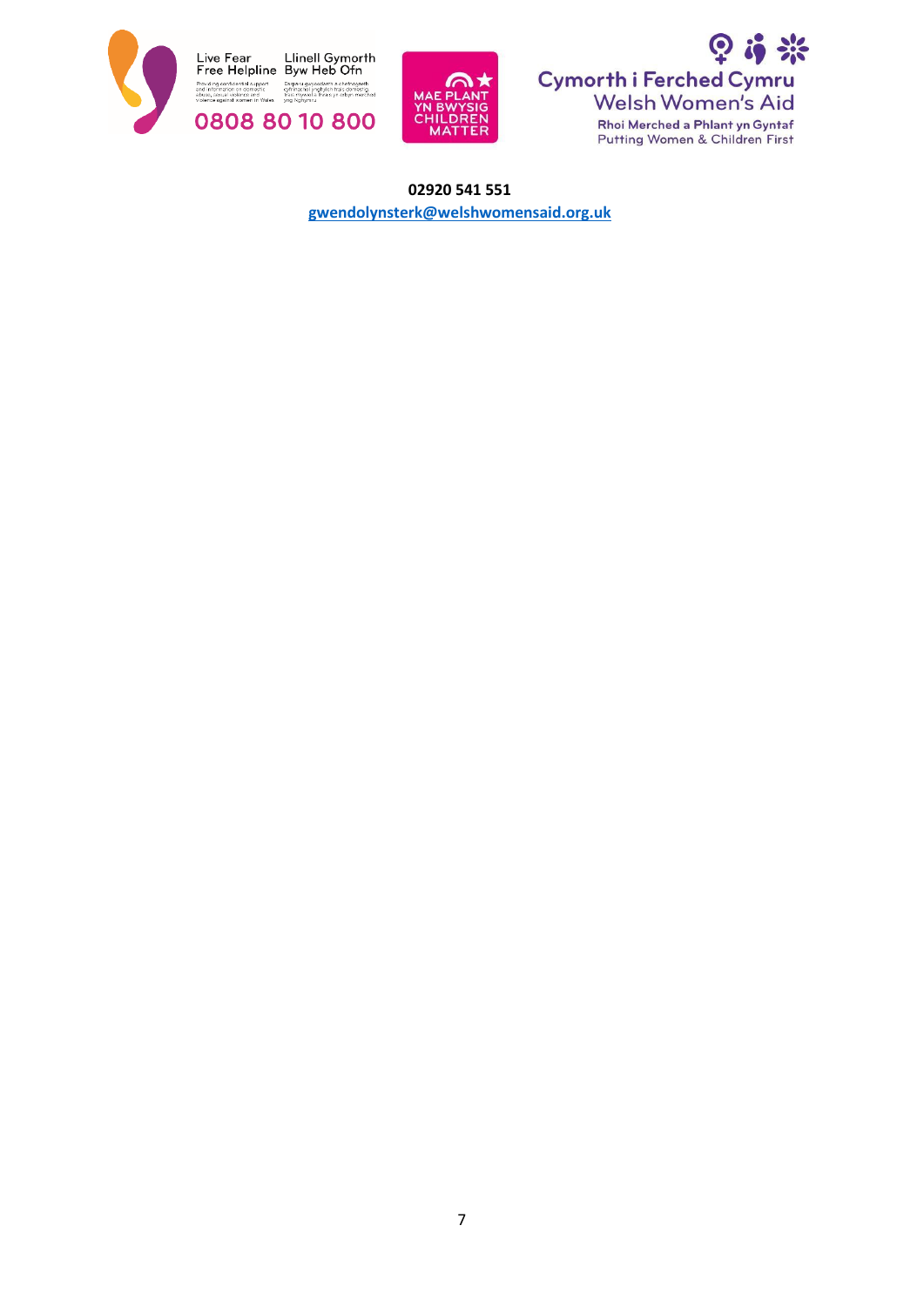**02920 541 551**

**gwendolynsterk@welshwomensaid.org.uk**